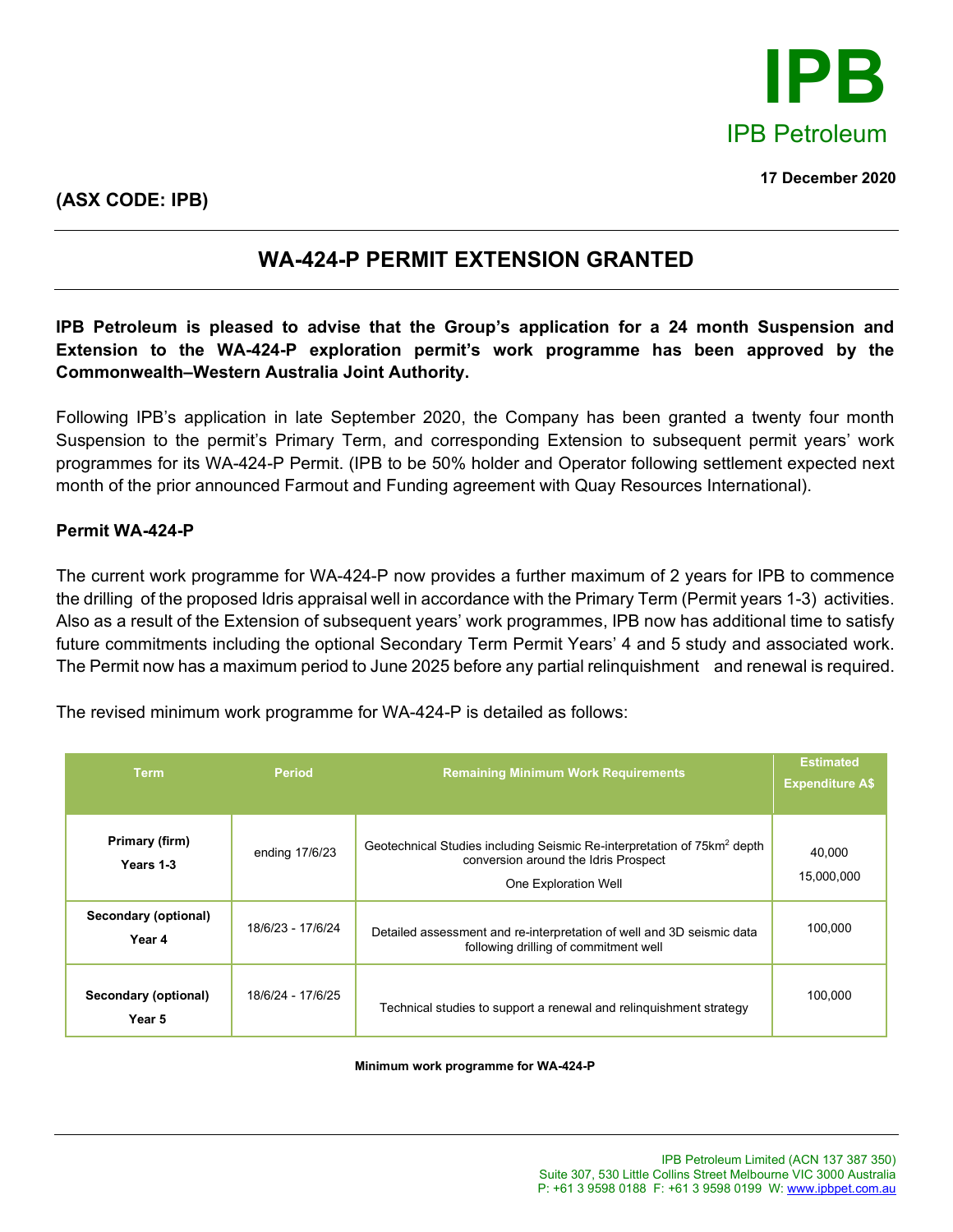IPB

IPB Petroleum

17 December 2020

**(ASX CODE: IPB)**

# WA-424-P PERMIT EXTENSION GRANTED

**IPB Petroleum is pleased to advise that the Group's application for a 24 month Suspension and Extension to the WA-424-P exploration permit's work programme has been approved by the Commonwealth–Western Australia Joint Authority.**

Following IPB's application in late September 2020, the Company has been granted a twenty four month Suspension to the permit's Primary Term, and corresponding Extension to subsequent permit years' work programmes for its WA-424-P Permit. (IPB to be 50% holder and Operator following settlement expected next month of the prior announced Farmout and Funding agreement with Quay Resources International).

**Permit WA-424-P**

The current work programme for WA-424-P now provides a further maximum of 2 years for IPB to commence the drilling of the proposed Idris appraisal well in accordance with the Primary Term (Permit years 1-3) activities. Also as a result of the Extension of subsequent years' work programmes, IPB now has additional time to satisfy future commitments including the optional Secondary Term Permit Years' 4 and 5 study and associated work. The Permit now has a maximum period to June 2025 before any partial relinquishment and renewal is required.

The revised minimum work programme for WA-424-P is detailed as follows:

| Term | Period | Remaining Minimum Work Requirements | Estimated Expenditure A$ |
|---|---|---|---|
| **Primary (firm) Years 1-3** | ending 17/6/23 | Geotechnical Studies including Seismic Re-interpretation of 75km$^2$ depth conversion around the Idris Prospect<br>One Exploration Well | 40,000<br>15,000,000 |
| **Secondary (optional) Year 4** | 18/6/23 - 17/6/24 | Detailed assessment and re-interpretation of well and 3D seismic data following drilling of commitment well | 100,000 |
| **Secondary (optional) Year 5** | 18/6/24 - 17/6/25 | Technical studies to support a renewal and relinquishment strategy | 100,000 |

**Minimum work programme for WA-424-P**

IPB Petroleum Limited (ACN 137 387 350)
Suite 307, 530 Little Collins Street Melbourne VIC 3000 Australia
P: +61 3 9598 0188 F: +61 3 9598 0199 W: www.ipbpet.com.au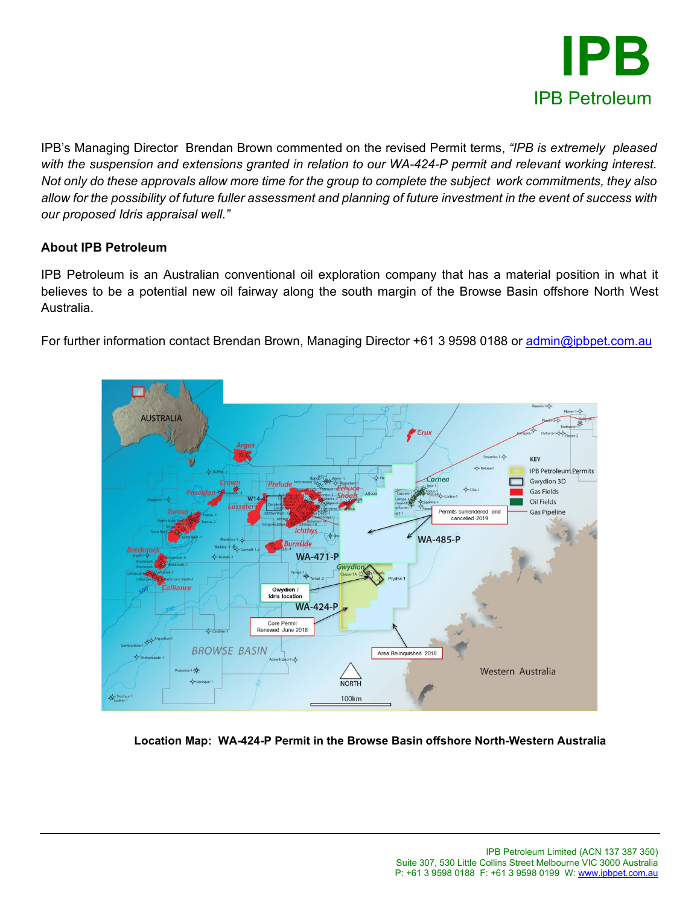IPB's Managing Director Brendan Brown commented on the revised Permit terms, *"IPB is extremely pleased with the suspension and extensions granted in relation to our WA-424-P permit and relevant working interest. Not only do these approvals allow more time for the group to complete the subject work commitments, they also allow for the possibility of future fuller assessment and planning of future investment in the event of success with our proposed Idris appraisal well."*

**About IPB Petroleum**

IPB Petroleum is an Australian conventional oil exploration company that has a material position in what it believes to be a potential new oil fairway along the south margin of the Browse Basin offshore North West Australia.

For further information contact Brendan Brown, Managing Director +61 3 9598 0188 or admin@ipbpet.com.au

AUSTRALIA

KEY
IPB Petroleum Permits
Gwydion 3D
Gas Fields
Oil Fields
Gas Pipeline

Argus
Crux
Crown
Prelude
Poseidon
W14-4
Lasseter
Echuca Shoals
Cornea
Torosa
Ichthys
Burnside
Brecknock
Calliance
WA-471-P
Gwydion
WA-485-P
WA-424-P
Gwydion / Idris location
Permits surrendered and cancelled 2019
Core Permit Renewed June 2018
Area Relinquished 2018
BROWSE BASIN
Western Australia
NORTH
100km

**Location Map: WA-424-P Permit in the Browse Basin offshore North-Western Australia**